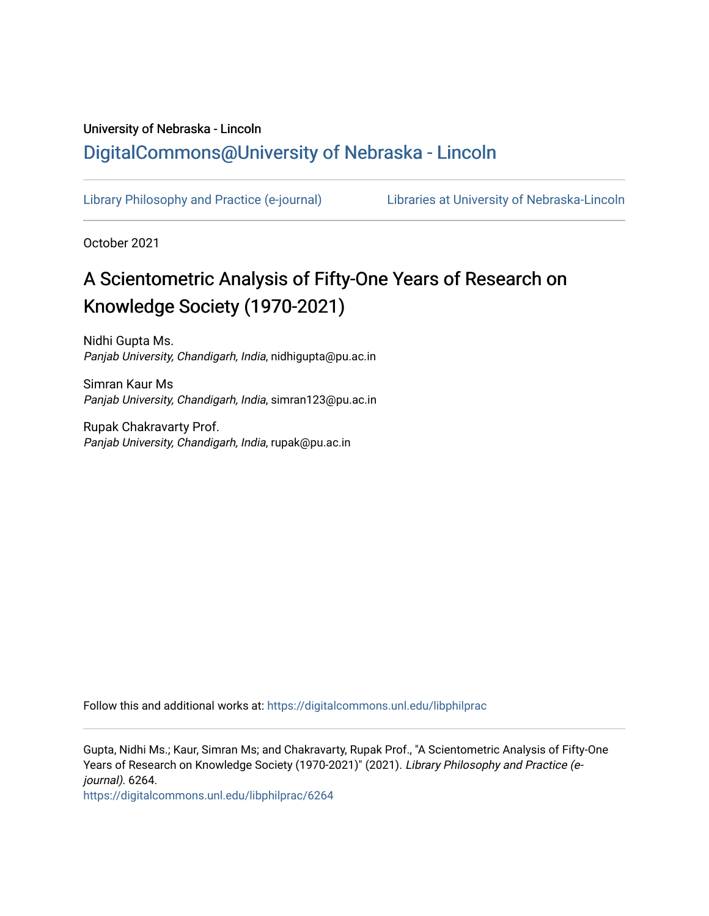University of Nebraska - Lincoln

DigitalCommons@University of Nebraska - Lincoln

Library Philosophy and Practice (e-journal)

Libraries at University of Nebraska-Lincoln

October 2021

# A Scientometric Analysis of Fifty-One Years of Research on Knowledge Society (1970-2021)

Nidhi Gupta Ms.
*Panjab University, Chandigarh, India*, nidhigupta@pu.ac.in

Simran Kaur Ms
*Panjab University, Chandigarh, India*, simran123@pu.ac.in

Rupak Chakravarty Prof.
*Panjab University, Chandigarh, India*, rupak@pu.ac.in

Follow this and additional works at: https://digitalcommons.unl.edu/libphilprac

Gupta, Nidhi Ms.; Kaur, Simran Ms; and Chakravarty, Rupak Prof., "A Scientometric Analysis of Fifty-One Years of Research on Knowledge Society (1970-2021)" (2021). *Library Philosophy and Practice (e-journal)*. 6264.
https://digitalcommons.unl.edu/libphilprac/6264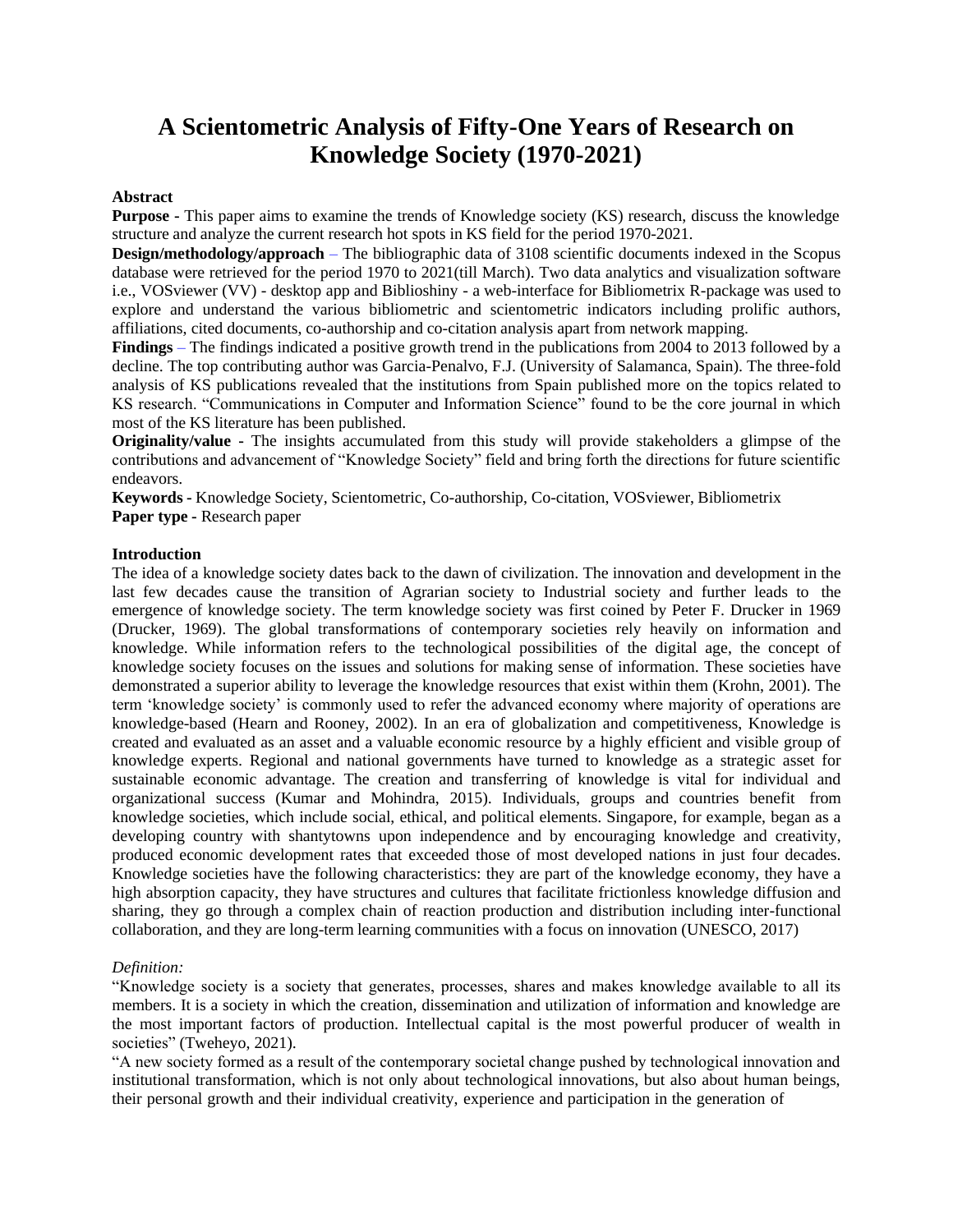# A Scientometric Analysis of Fifty-One Years of Research on Knowledge Society (1970-2021)

**Abstract**

**Purpose -** This paper aims to examine the trends of Knowledge society (KS) research, discuss the knowledge structure and analyze the current research hot spots in KS field for the period 1970-2021.

**Design/methodology/approach** – The bibliographic data of 3108 scientific documents indexed in the Scopus database were retrieved for the period 1970 to 2021(till March). Two data analytics and visualization software i.e., VOSviewer (VV) - desktop app and Biblioshiny - a web-interface for Bibliometrix R-package was used to explore and understand the various bibliometric and scientometric indicators including prolific authors, affiliations, cited documents, co-authorship and co-citation analysis apart from network mapping.

**Findings** – The findings indicated a positive growth trend in the publications from 2004 to 2013 followed by a decline. The top contributing author was Garcia-Penalvo, F.J. (University of Salamanca, Spain). The three-fold analysis of KS publications revealed that the institutions from Spain published more on the topics related to KS research. "Communications in Computer and Information Science" found to be the core journal in which most of the KS literature has been published.

**Originality/value -** The insights accumulated from this study will provide stakeholders a glimpse of the contributions and advancement of "Knowledge Society" field and bring forth the directions for future scientific endeavors.

**Keywords -** Knowledge Society, Scientometric, Co-authorship, Co-citation, VOSviewer, Bibliometrix

**Paper type -** Research paper

## Introduction

The idea of a knowledge society dates back to the dawn of civilization. The innovation and development in the last few decades cause the transition of Agrarian society to Industrial society and further leads to the emergence of knowledge society. The term knowledge society was first coined by Peter F. Drucker in 1969 (Drucker, 1969). The global transformations of contemporary societies rely heavily on information and knowledge. While information refers to the technological possibilities of the digital age, the concept of knowledge society focuses on the issues and solutions for making sense of information. These societies have demonstrated a superior ability to leverage the knowledge resources that exist within them (Krohn, 2001). The term 'knowledge society' is commonly used to refer the advanced economy where majority of operations are knowledge-based (Hearn and Rooney, 2002). In an era of globalization and competitiveness, Knowledge is created and evaluated as an asset and a valuable economic resource by a highly efficient and visible group of knowledge experts. Regional and national governments have turned to knowledge as a strategic asset for sustainable economic advantage. The creation and transferring of knowledge is vital for individual and organizational success (Kumar and Mohindra, 2015). Individuals, groups and countries benefit from knowledge societies, which include social, ethical, and political elements. Singapore, for example, began as a developing country with shantytowns upon independence and by encouraging knowledge and creativity, produced economic development rates that exceeded those of most developed nations in just four decades. Knowledge societies have the following characteristics: they are part of the knowledge economy, they have a high absorption capacity, they have structures and cultures that facilitate frictionless knowledge diffusion and sharing, they go through a complex chain of reaction production and distribution including inter-functional collaboration, and they are long-term learning communities with a focus on innovation (UNESCO, 2017)

*Definition:*

"Knowledge society is a society that generates, processes, shares and makes knowledge available to all its members. It is a society in which the creation, dissemination and utilization of information and knowledge are the most important factors of production. Intellectual capital is the most powerful producer of wealth in societies" (Tweheyo, 2021).

"A new society formed as a result of the contemporary societal change pushed by technological innovation and institutional transformation, which is not only about technological innovations, but also about human beings, their personal growth and their individual creativity, experience and participation in the generation of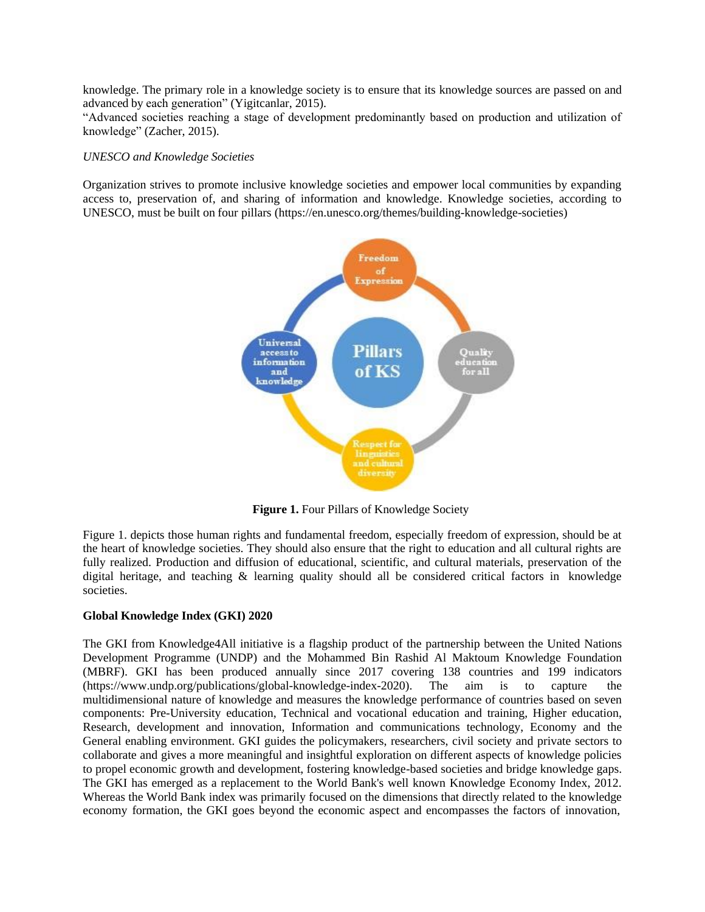knowledge. The primary role in a knowledge society is to ensure that its knowledge sources are passed on and advanced by each generation" (Yigitcanlar, 2015).

"Advanced societies reaching a stage of development predominantly based on production and utilization of knowledge" (Zacher, 2015).

*UNESCO and Knowledge Societies*

Organization strives to promote inclusive knowledge societies and empower local communities by expanding access to, preservation of, and sharing of information and knowledge. Knowledge societies, according to UNESCO, must be built on four pillars (https://en.unesco.org/themes/building-knowledge-societies)

**Figure 1.** Four Pillars of Knowledge Society

Figure 1. depicts those human rights and fundamental freedom, especially freedom of expression, should be at the heart of knowledge societies. They should also ensure that the right to education and all cultural rights are fully realized. Production and diffusion of educational, scientific, and cultural materials, preservation of the digital heritage, and teaching & learning quality should all be considered critical factors in knowledge societies.

**Global Knowledge Index (GKI) 2020**

The GKI from Knowledge4All initiative is a flagship product of the partnership between the United Nations Development Programme (UNDP) and the Mohammed Bin Rashid Al Maktoum Knowledge Foundation (MBRF). GKI has been produced annually since 2017 covering 138 countries and 199 indicators (https://www.undp.org/publications/global-knowledge-index-2020). The aim is to capture the multidimensional nature of knowledge and measures the knowledge performance of countries based on seven components: Pre-University education, Technical and vocational education and training, Higher education, Research, development and innovation, Information and communications technology, Economy and the General enabling environment. GKI guides the policymakers, researchers, civil society and private sectors to collaborate and gives a more meaningful and insightful exploration on different aspects of knowledge policies to propel economic growth and development, fostering knowledge-based societies and bridge knowledge gaps. The GKI has emerged as a replacement to the World Bank's well known Knowledge Economy Index, 2012. Whereas the World Bank index was primarily focused on the dimensions that directly related to the knowledge economy formation, the GKI goes beyond the economic aspect and encompasses the factors of innovation,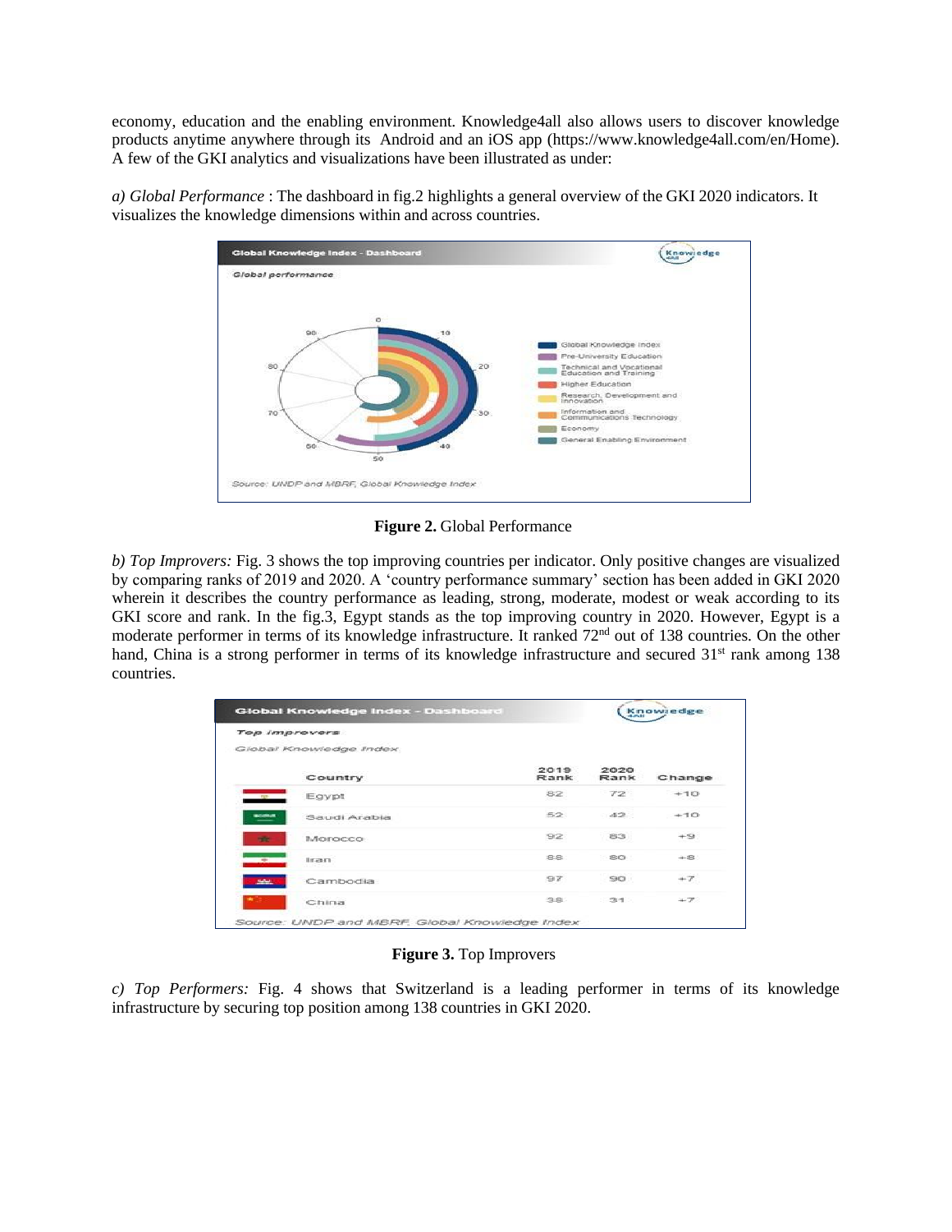economy, education and the enabling environment. Knowledge4all also allows users to discover knowledge products anytime anywhere through its Android and an iOS app (https://www.knowledge4all.com/en/Home). A few of the GKI analytics and visualizations have been illustrated as under:

*a) Global Performance* : The dashboard in fig.2 highlights a general overview of the GKI 2020 indicators. It visualizes the knowledge dimensions within and across countries.

**Figure 2.** Global Performance

*b) Top Improvers:* Fig. 3 shows the top improving countries per indicator. Only positive changes are visualized by comparing ranks of 2019 and 2020. A 'country performance summary' section has been added in GKI 2020 wherein it describes the country performance as leading, strong, moderate, modest or weak according to its GKI score and rank. In the fig.3, Egypt stands as the top improving country in 2020. However, Egypt is a moderate performer in terms of its knowledge infrastructure. It ranked 72[nd] out of 138 countries. On the other hand, China is a strong performer in terms of its knowledge infrastructure and secured 31[st] rank among 138 countries.

Global Knowledge Index – Dashboard

Top improvers

Global Knowledge Index

| Country | 2019 Rank | 2020 Rank | Change |
|---|---|---|---|
| Egypt | 82 | 72 | +10 |
| Saudi Arabia | 52 | 42 | +10 |
| Morocco | 92 | 83 | +9 |
| Iran | 88 | 80 | +8 |
| Cambodia | 97 | 90 | +7 |
| China | 38 | 31 | +7 |

Source: UNDP and MBRF, Global Knowledge Index

**Figure 3.** Top Improvers

*c) Top Performers:* Fig. 4 shows that Switzerland is a leading performer in terms of its knowledge infrastructure by securing top position among 138 countries in GKI 2020.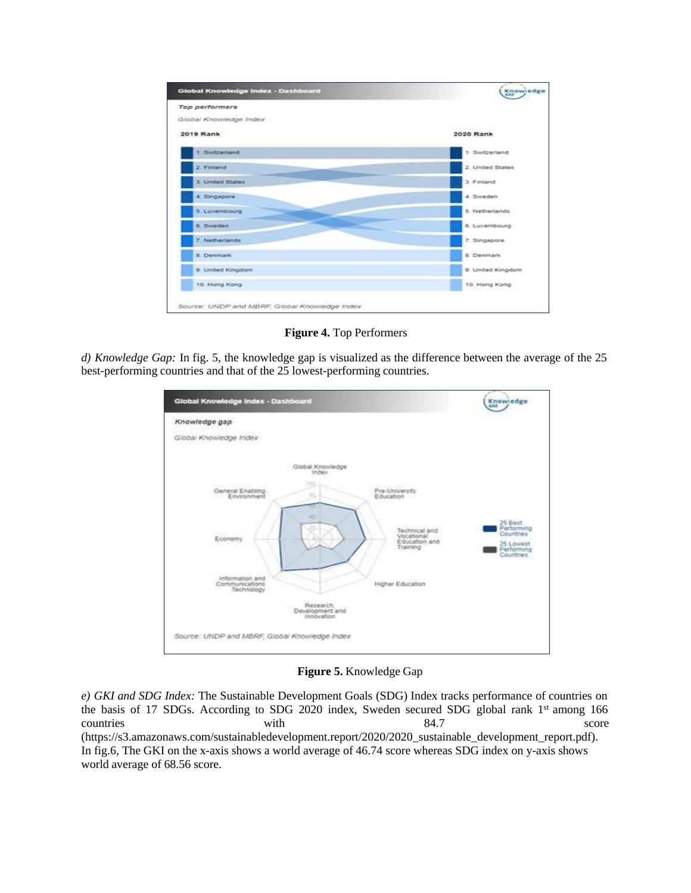**Figure 4.** Top Performers

*d) Knowledge Gap:* In fig. 5, the knowledge gap is visualized as the difference between the average of the 25 best-performing countries and that of the 25 lowest-performing countries.

**Figure 5.** Knowledge Gap

*e) GKI and SDG Index:* The Sustainable Development Goals (SDG) Index tracks performance of countries on the basis of 17 SDGs. According to SDG 2020 index, Sweden secured SDG global rank 1st among 166 countries with 84.7 score (https://s3.amazonaws.com/sustainabledevelopment.report/2020/2020_sustainable_development_report.pdf). In fig.6, The GKI on the x-axis shows a world average of 46.74 score whereas SDG index on y-axis shows world average of 68.56 score.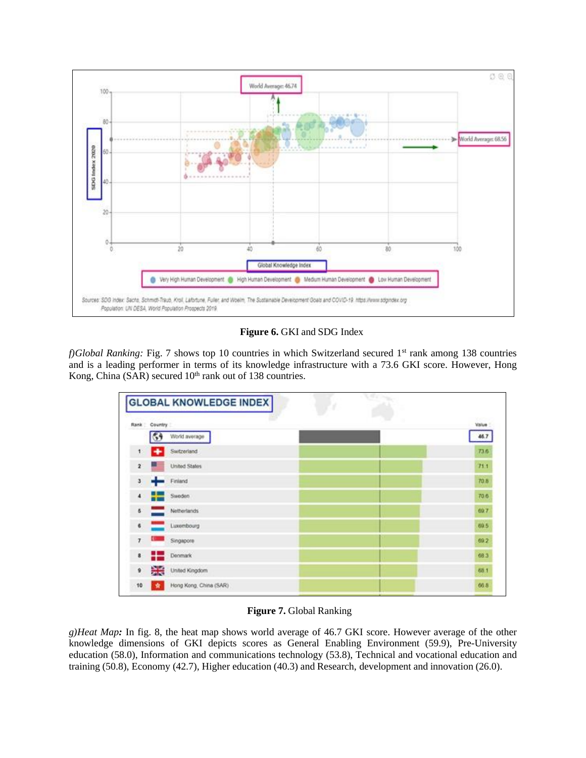**Figure 6.** GKI and SDG Index

*f)Global Ranking:* Fig. 7 shows top 10 countries in which Switzerland secured 1st rank among 138 countries and is a leading performer in terms of its knowledge infrastructure with a 73.6 GKI score. However, Hong Kong, China (SAR) secured 10th rank out of 138 countries.

**Figure 7.** Global Ranking

*g)Heat Map:* In fig. 8, the heat map shows world average of 46.7 GKI score. However average of the other knowledge dimensions of GKI depicts scores as General Enabling Environment (59.9), Pre-University education (58.0), Information and communications technology (53.8), Technical and vocational education and training (50.8), Economy (42.7), Higher education (40.3) and Research, development and innovation (26.0).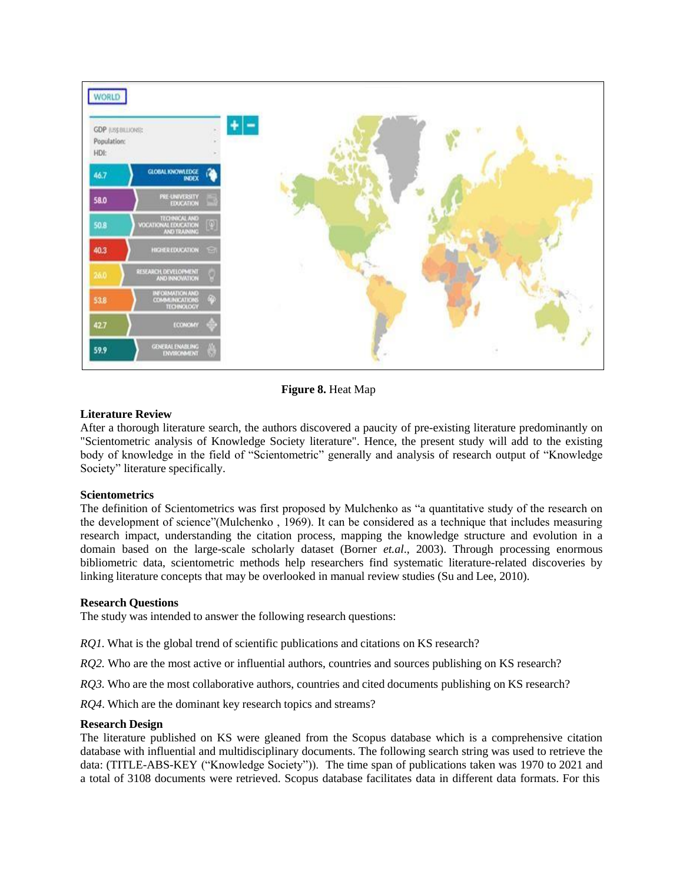**Figure 8.** Heat Map

## Literature Review

After a thorough literature search, the authors discovered a paucity of pre-existing literature predominantly on "Scientometric analysis of Knowledge Society literature". Hence, the present study will add to the existing body of knowledge in the field of "Scientometric" generally and analysis of research output of "Knowledge Society" literature specifically.

## Scientometrics

The definition of Scientometrics was first proposed by Mulchenko as "a quantitative study of the research on the development of science"(Mulchenko , 1969). It can be considered as a technique that includes measuring research impact, understanding the citation process, mapping the knowledge structure and evolution in a domain based on the large-scale scholarly dataset (Borner *et.al*., 2003). Through processing enormous bibliometric data, scientometric methods help researchers find systematic literature-related discoveries by linking literature concepts that may be overlooked in manual review studies (Su and Lee, 2010).

## Research Questions

The study was intended to answer the following research questions:

*RQ1.* What is the global trend of scientific publications and citations on KS research?

*RQ2.* Who are the most active or influential authors, countries and sources publishing on KS research?

*RQ3.* Who are the most collaborative authors, countries and cited documents publishing on KS research?

*RQ4*. Which are the dominant key research topics and streams?

## Research Design

The literature published on KS were gleaned from the Scopus database which is a comprehensive citation database with influential and multidisciplinary documents. The following search string was used to retrieve the data: (TITLE-ABS-KEY ("Knowledge Society")). The time span of publications taken was 1970 to 2021 and a total of 3108 documents were retrieved. Scopus database facilitates data in different data formats. For this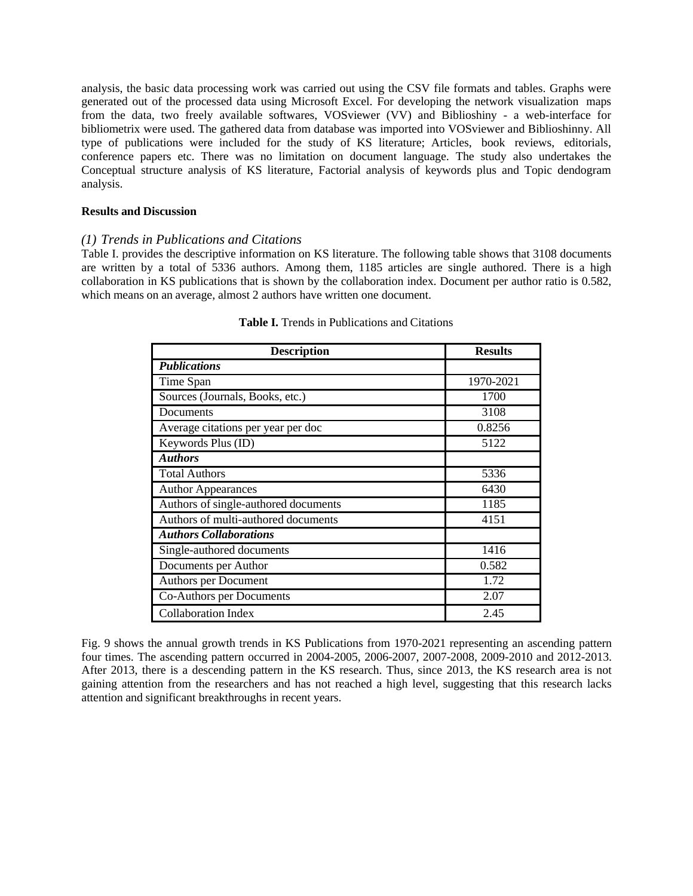analysis, the basic data processing work was carried out using the CSV file formats and tables. Graphs were generated out of the processed data using Microsoft Excel. For developing the network visualization maps from the data, two freely available softwares, VOSviewer (VV) and Biblioshiny - a web-interface for bibliometrix were used. The gathered data from database was imported into VOSviewer and Biblioshinny. All type of publications were included for the study of KS literature; Articles, book reviews, editorials, conference papers etc. There was no limitation on document language. The study also undertakes the Conceptual structure analysis of KS literature, Factorial analysis of keywords plus and Topic dendogram analysis.

**Results and Discussion**

### *(1) Trends in Publications and Citations*

Table I. provides the descriptive information on KS literature. The following table shows that 3108 documents are written by a total of 5336 authors. Among them, 1185 articles are single authored. There is a high collaboration in KS publications that is shown by the collaboration index. Document per author ratio is 0.582, which means on an average, almost 2 authors have written one document.

**Table I.** Trends in Publications and Citations

| Description | Results |
|---|---|
| ***Publications*** | |
| Time Span | 1970-2021 |
| Sources (Journals, Books, etc.) | 1700 |
| Documents | 3108 |
| Average citations per year per doc | 0.8256 |
| Keywords Plus (ID) | 5122 |
| ***Authors*** | |
| Total Authors | 5336 |
| Author Appearances | 6430 |
| Authors of single-authored documents | 1185 |
| Authors of multi-authored documents | 4151 |
| ***Authors Collaborations*** | |
| Single-authored documents | 1416 |
| Documents per Author | 0.582 |
| Authors per Document | 1.72 |
| Co-Authors per Documents | 2.07 |
| Collaboration Index | 2.45 |

Fig. 9 shows the annual growth trends in KS Publications from 1970-2021 representing an ascending pattern four times. The ascending pattern occurred in 2004-2005, 2006-2007, 2007-2008, 2009-2010 and 2012-2013. After 2013, there is a descending pattern in the KS research. Thus, since 2013, the KS research area is not gaining attention from the researchers and has not reached a high level, suggesting that this research lacks attention and significant breakthroughs in recent years.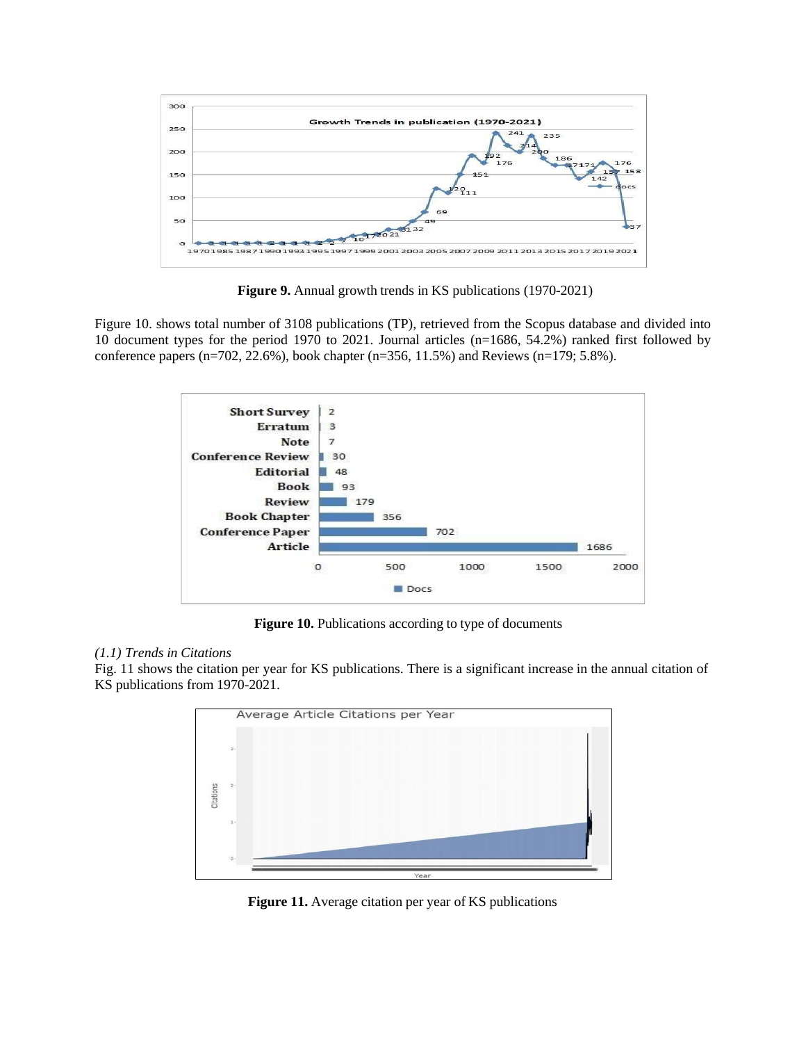**Figure 9.** Annual growth trends in KS publications (1970-2021)

Figure 10. shows total number of 3108 publications (TP), retrieved from the Scopus database and divided into 10 document types for the period 1970 to 2021. Journal articles (n=1686, 54.2%) ranked first followed by conference papers (n=702, 22.6%), book chapter (n=356, 11.5%) and Reviews (n=179; 5.8%).

**Figure 10.** Publications according to type of documents

*(1.1) Trends in Citations*

Fig. 11 shows the citation per year for KS publications. There is a significant increase in the annual citation of KS publications from 1970-2021.

**Figure 11.** Average citation per year of KS publications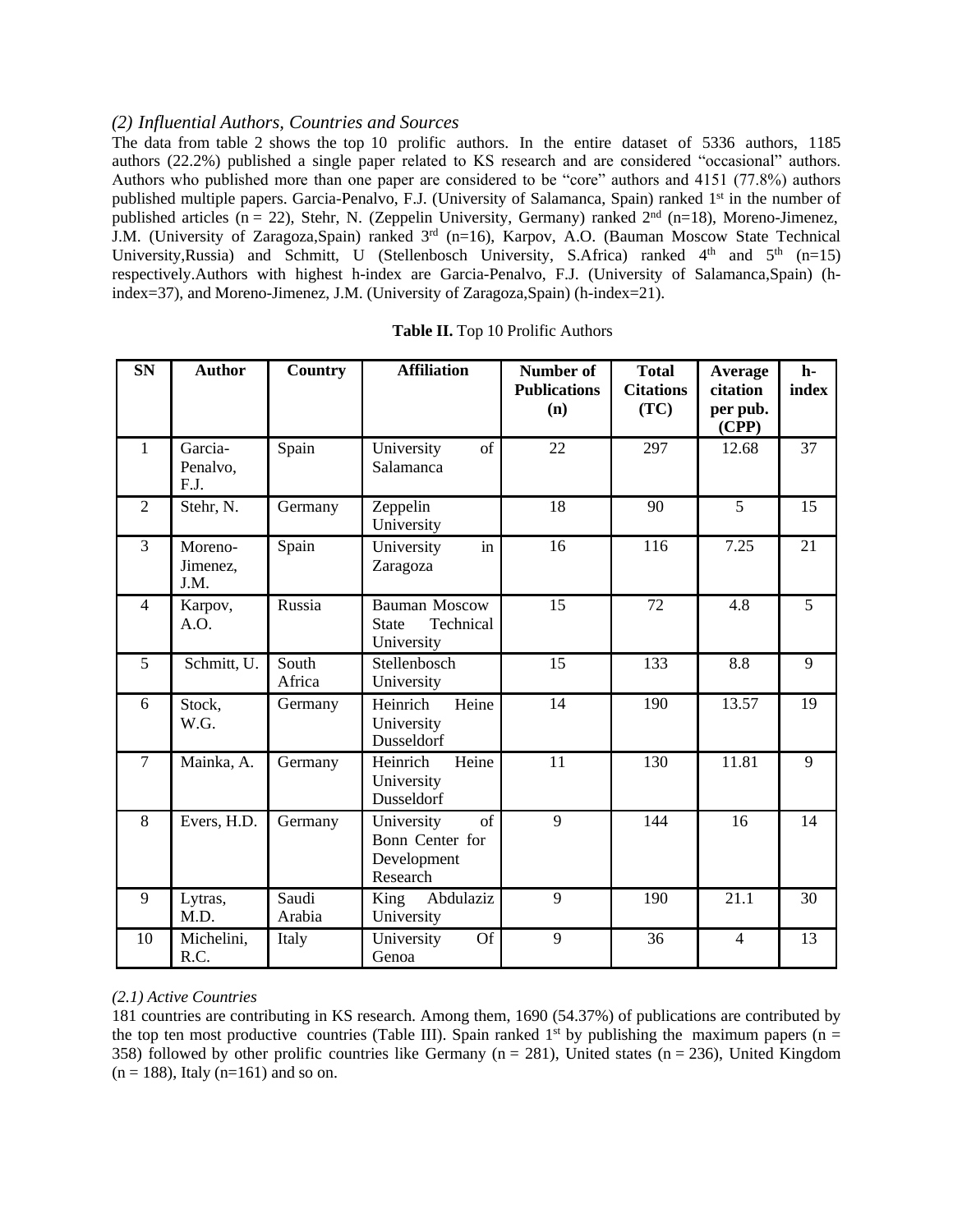### *(2) Influential Authors, Countries and Sources*

The data from table 2 shows the top 10 prolific authors. In the entire dataset of 5336 authors, 1185 authors (22.2%) published a single paper related to KS research and are considered "occasional" authors. Authors who published more than one paper are considered to be "core" authors and 4151 (77.8%) authors published multiple papers. Garcia-Penalvo, F.J. (University of Salamanca, Spain) ranked 1st in the number of published articles (n = 22), Stehr, N. (Zeppelin University, Germany) ranked 2nd (n=18), Moreno-Jimenez, J.M. (University of Zaragoza,Spain) ranked 3rd (n=16), Karpov, A.O. (Bauman Moscow State Technical University,Russia) and Schmitt, U (Stellenbosch University, S.Africa) ranked 4th and 5th (n=15) respectively.Authors with highest h-index are Garcia-Penalvo, F.J. (University of Salamanca,Spain) (h-index=37), and Moreno-Jimenez, J.M. (University of Zaragoza,Spain) (h-index=21).

**Table II.** Top 10 Prolific Authors

| SN | Author | Country | Affiliation | Number of Publications (n) | Total Citations (TC) | Average citation per pub. (CPP) | h-index |
|---|---|---|---|---|---|---|---|
| 1 | Garcia-Penalvo, F.J. | Spain | University of Salamanca | 22 | 297 | 12.68 | 37 |
| 2 | Stehr, N. | Germany | Zeppelin University | 18 | 90 | 5 | 15 |
| 3 | Moreno-Jimenez, J.M. | Spain | University in Zaragoza | 16 | 116 | 7.25 | 21 |
| 4 | Karpov, A.O. | Russia | Bauman Moscow State Technical University | 15 | 72 | 4.8 | 5 |
| 5 | Schmitt, U. | South Africa | Stellenbosch University | 15 | 133 | 8.8 | 9 |
| 6 | Stock, W.G. | Germany | Heinrich Heine University Dusseldorf | 14 | 190 | 13.57 | 19 |
| 7 | Mainka, A. | Germany | Heinrich Heine University Dusseldorf | 11 | 130 | 11.81 | 9 |
| 8 | Evers, H.D. | Germany | University of Bonn Center for Development Research | 9 | 144 | 16 | 14 |
| 9 | Lytras, M.D. | Saudi Arabia | King Abdulaziz University | 9 | 190 | 21.1 | 30 |
| 10 | Michelini, R.C. | Italy | University Of Genoa | 9 | 36 | 4 | 13 |

*(2.1) Active Countries*

181 countries are contributing in KS research. Among them, 1690 (54.37%) of publications are contributed by the top ten most productive countries (Table III). Spain ranked 1st by publishing the maximum papers (n = 358) followed by other prolific countries like Germany (n = 281), United states (n = 236), United Kingdom (n = 188), Italy (n=161) and so on.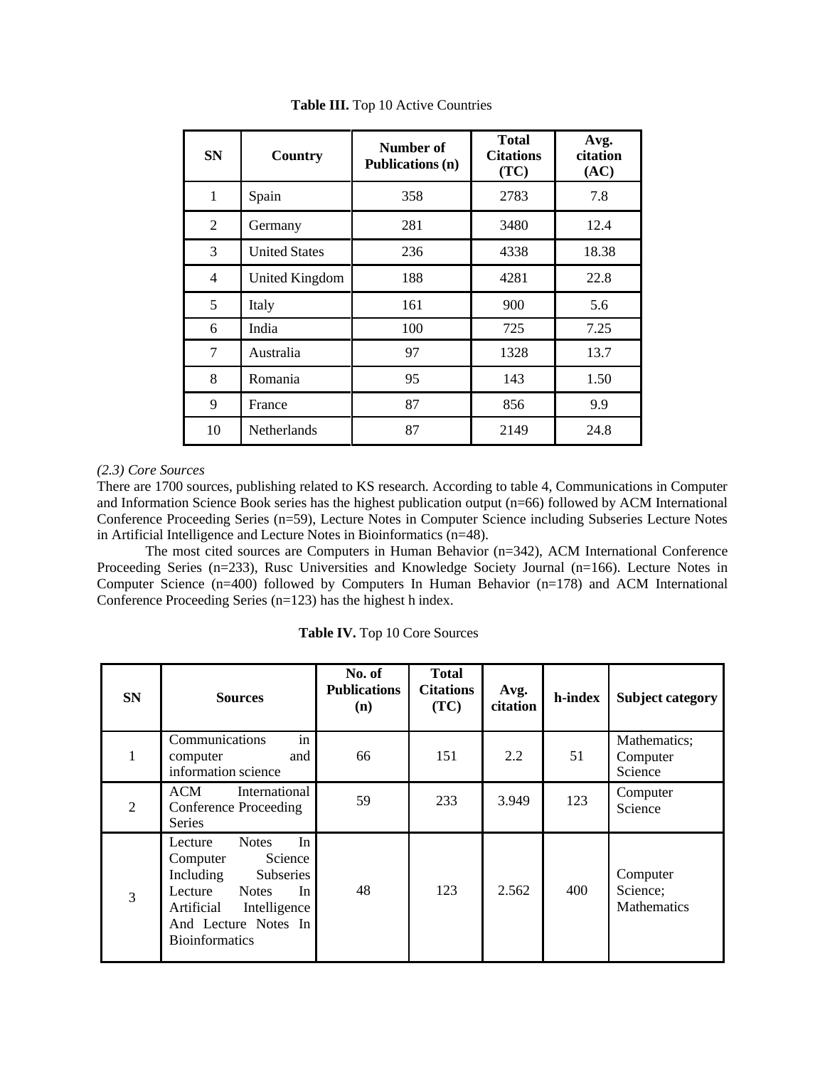**Table III.** Top 10 Active Countries

| SN | Country | Number of Publications (n) | Total Citations (TC) | Avg. citation (AC) |
|---|---|---|---|---|
| 1 | Spain | 358 | 2783 | 7.8 |
| 2 | Germany | 281 | 3480 | 12.4 |
| 3 | United States | 236 | 4338 | 18.38 |
| 4 | United Kingdom | 188 | 4281 | 22.8 |
| 5 | Italy | 161 | 900 | 5.6 |
| 6 | India | 100 | 725 | 7.25 |
| 7 | Australia | 97 | 1328 | 13.7 |
| 8 | Romania | 95 | 143 | 1.50 |
| 9 | France | 87 | 856 | 9.9 |
| 10 | Netherlands | 87 | 2149 | 24.8 |

*(2.3) Core Sources*

There are 1700 sources, publishing related to KS research. According to table 4, Communications in Computer and Information Science Book series has the highest publication output (n=66) followed by ACM International Conference Proceeding Series (n=59), Lecture Notes in Computer Science including Subseries Lecture Notes in Artificial Intelligence and Lecture Notes in Bioinformatics (n=48).

The most cited sources are Computers in Human Behavior (n=342), ACM International Conference Proceeding Series (n=233), Rusc Universities and Knowledge Society Journal (n=166). Lecture Notes in Computer Science (n=400) followed by Computers In Human Behavior (n=178) and ACM International Conference Proceeding Series (n=123) has the highest h index.

**Table IV.** Top 10 Core Sources

| SN | Sources | No. of Publications (n) | Total Citations (TC) | Avg. citation | h-index | Subject category |
|---|---|---|---|---|---|---|
| 1 | Communications in computer and information science | 66 | 151 | 2.2 | 51 | Mathematics; Computer Science |
| 2 | ACM International Conference Proceeding Series | 59 | 233 | 3.949 | 123 | Computer Science |
| 3 | Lecture Notes In Computer Science Including Subseries Lecture Notes In Artificial Intelligence And Lecture Notes In Bioinformatics | 48 | 123 | 2.562 | 400 | Computer Science; Mathematics |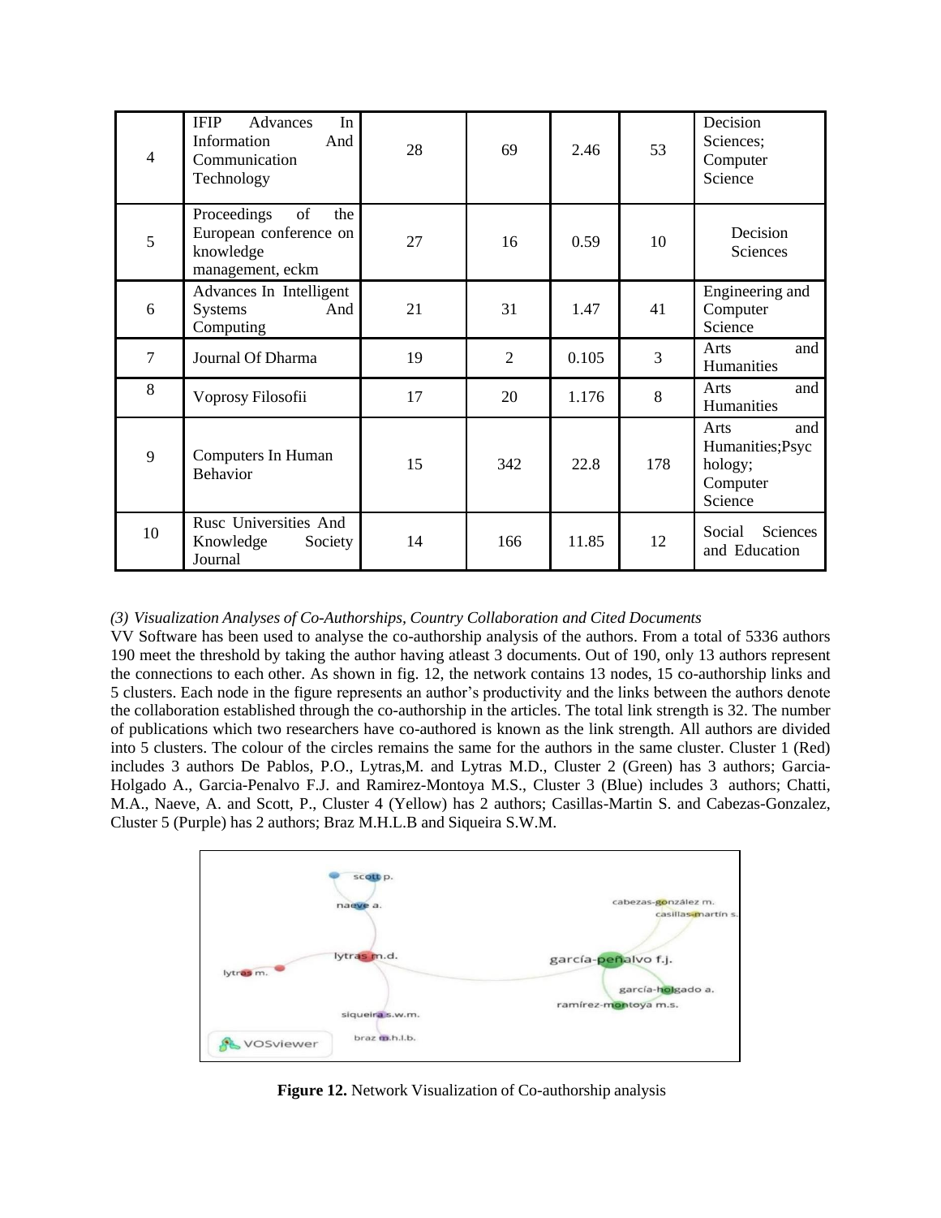| 4 | IFIP Advances In Information And Communication Technology | 28 | 69 | 2.46 | 53 | Decision Sciences; Computer Science |
|---|---|---|---|---|---|---|
| 5 | Proceedings of the European conference on knowledge management, eckm | 27 | 16 | 0.59 | 10 | Decision Sciences |
| 6 | Advances In Intelligent Systems And Computing | 21 | 31 | 1.47 | 41 | Engineering and Computer Science |
| 7 | Journal Of Dharma | 19 | 2 | 0.105 | 3 | Arts and Humanities |
| 8 | Voprosy Filosofii | 17 | 20 | 1.176 | 8 | Arts and Humanities |
| 9 | Computers In Human Behavior | 15 | 342 | 22.8 | 178 | Arts and Humanities;Psychology; Computer Science |
| 10 | Rusc Universities And Knowledge Society Journal | 14 | 166 | 11.85 | 12 | Social Sciences and Education |

*(3) Visualization Analyses of Co-Authorships, Country Collaboration and Cited Documents*

VV Software has been used to analyse the co-authorship analysis of the authors. From a total of 5336 authors 190 meet the threshold by taking the author having atleast 3 documents. Out of 190, only 13 authors represent the connections to each other. As shown in fig. 12, the network contains 13 nodes, 15 co-authorship links and 5 clusters. Each node in the figure represents an author's productivity and the links between the authors denote the collaboration established through the co-authorship in the articles. The total link strength is 32. The number of publications which two researchers have co-authored is known as the link strength. All authors are divided into 5 clusters. The colour of the circles remains the same for the authors in the same cluster. Cluster 1 (Red) includes 3 authors De Pablos, P.O., Lytras,M. and Lytras M.D., Cluster 2 (Green) has 3 authors; Garcia-Holgado A., Garcia-Penalvo F.J. and Ramirez-Montoya M.S., Cluster 3 (Blue) includes 3 authors; Chatti, M.A., Naeve, A. and Scott, P., Cluster 4 (Yellow) has 2 authors; Casillas-Martin S. and Cabezas-Gonzalez, Cluster 5 (Purple) has 2 authors; Braz M.H.L.B and Siqueira S.W.M.

**Figure 12.** Network Visualization of Co-authorship analysis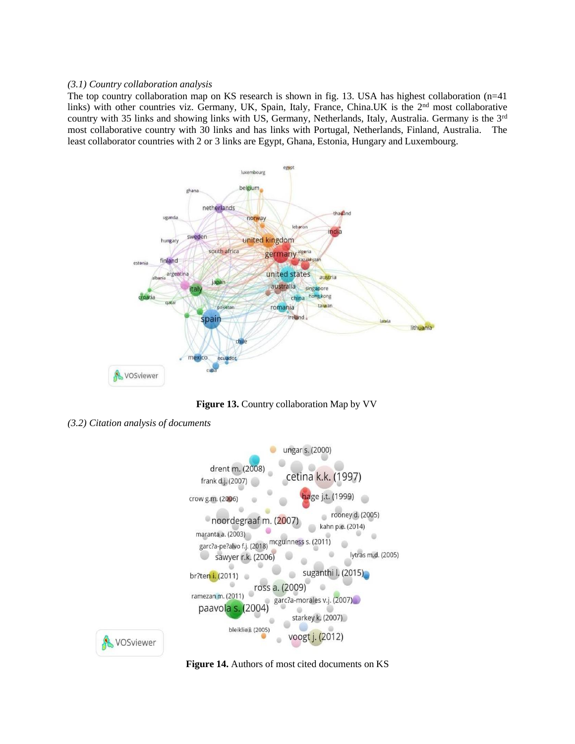*(3.1) Country collaboration analysis*

The top country collaboration map on KS research is shown in fig. 13. USA has highest collaboration (n=41 links) with other countries viz. Germany, UK, Spain, Italy, France, China.UK is the 2nd most collaborative country with 35 links and showing links with US, Germany, Netherlands, Italy, Australia. Germany is the 3rd most collaborative country with 30 links and has links with Portugal, Netherlands, Finland, Australia. The least collaborator countries with 2 or 3 links are Egypt, Ghana, Estonia, Hungary and Luxembourg.

**Figure 13.** Country collaboration Map by VV

*(3.2) Citation analysis of documents*

**Figure 14.** Authors of most cited documents on KS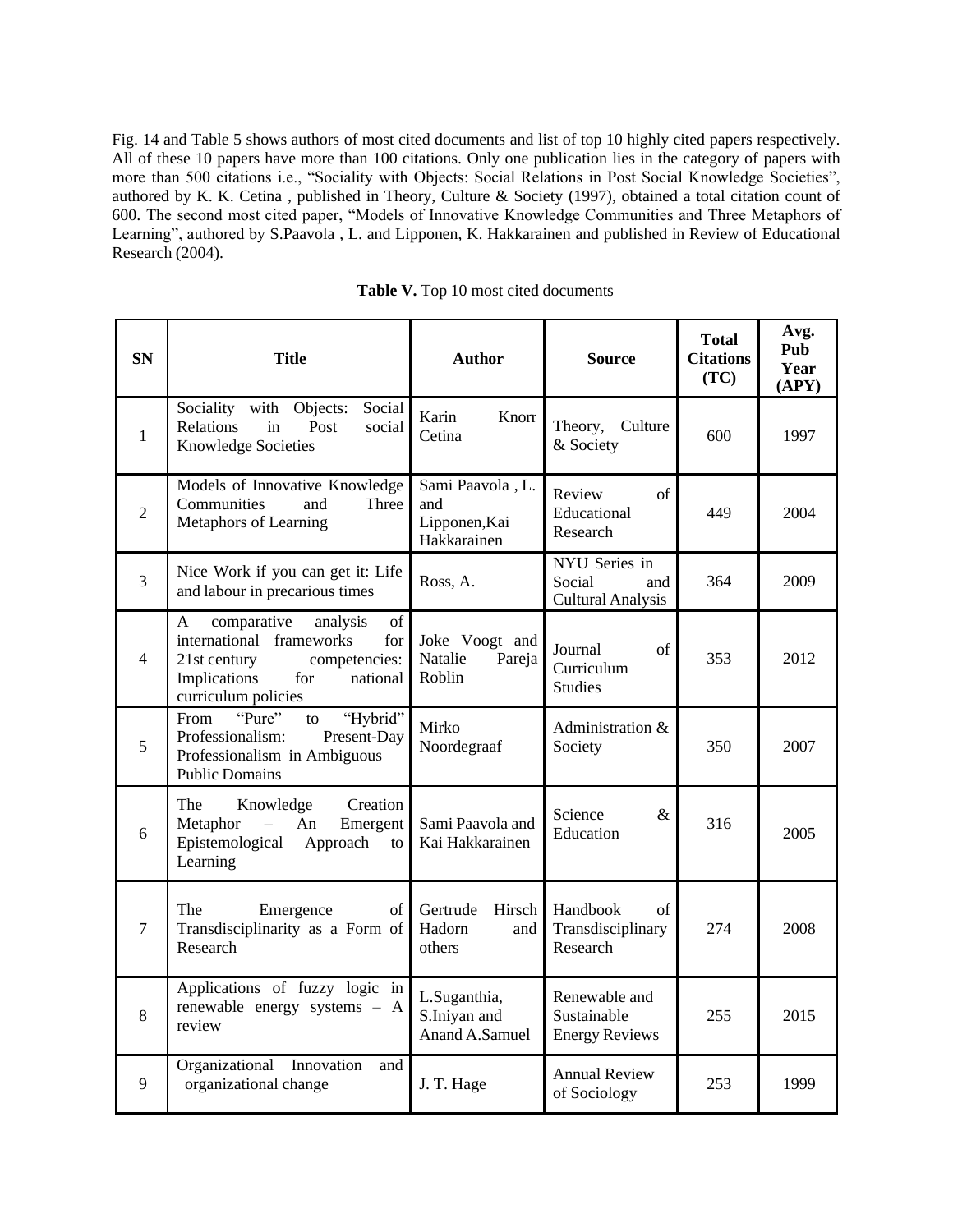Fig. 14 and Table 5 shows authors of most cited documents and list of top 10 highly cited papers respectively. All of these 10 papers have more than 100 citations. Only one publication lies in the category of papers with more than 500 citations i.e., "Sociality with Objects: Social Relations in Post Social Knowledge Societies", authored by K. K. Cetina , published in Theory, Culture & Society (1997), obtained a total citation count of 600. The second most cited paper, "Models of Innovative Knowledge Communities and Three Metaphors of Learning", authored by S.Paavola , L. and Lipponen, K. Hakkarainen and published in Review of Educational Research (2004).

**Table V.** Top 10 most cited documents

| SN | Title | Author | Source | Total Citations (TC) | Avg. Pub Year (APY) |
|---|---|---|---|---|---|
| 1 | Sociality with Objects: Social Relations in Post social Knowledge Societies | Karin Knorr Cetina | Theory, Culture & Society | 600 | 1997 |
| 2 | Models of Innovative Knowledge Communities and Three Metaphors of Learning | Sami Paavola , L. and Lipponen,Kai Hakkarainen | Review of Educational Research | 449 | 2004 |
| 3 | Nice Work if you can get it: Life and labour in precarious times | Ross, A. | NYU Series in Social and Cultural Analysis | 364 | 2009 |
| 4 | A comparative analysis of international frameworks for 21st century competencies: Implications for national curriculum policies | Joke Voogt and Natalie Pareja Roblin | Journal of Curriculum Studies | 353 | 2012 |
| 5 | From "Pure" to "Hybrid" Professionalism: Present-Day Professionalism in Ambiguous Public Domains | Mirko Noordegraaf | Administration & Society | 350 | 2007 |
| 6 | The Knowledge Creation Metaphor – An Emergent Epistemological Approach to Learning | Sami Paavola and Kai Hakkarainen | Science & Education | 316 | 2005 |
| 7 | The Emergence of Transdisciplinarity as a Form of Research | Gertrude Hirsch Hadorn and others | Handbook of Transdisciplinary Research | 274 | 2008 |
| 8 | Applications of fuzzy logic in renewable energy systems – A review | L.Suganthia, S.Iniyan and Anand A.Samuel | Renewable and Sustainable Energy Reviews | 255 | 2015 |
| 9 | Organizational Innovation and organizational change | J. T. Hage | Annual Review of Sociology | 253 | 1999 |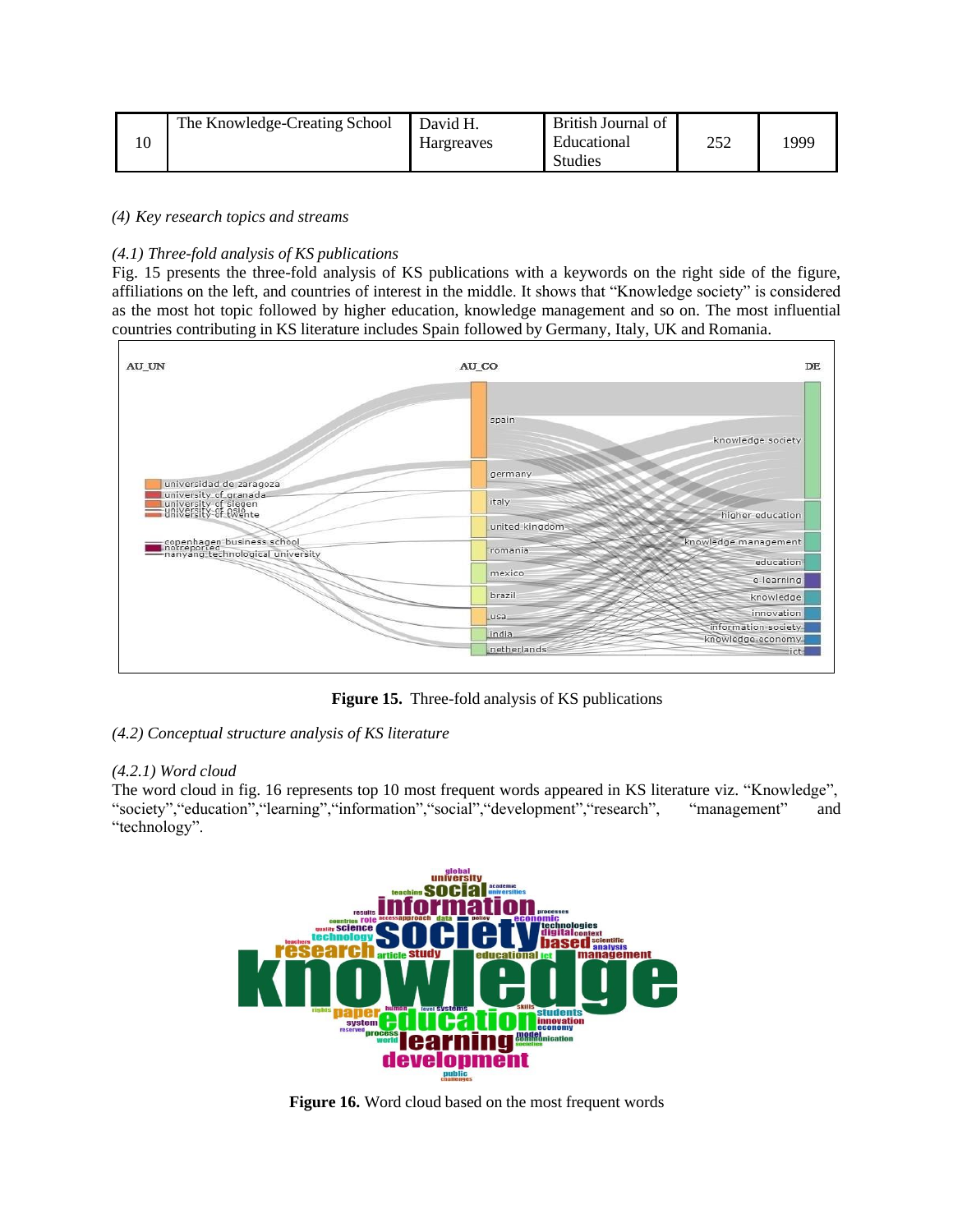| 10 | The Knowledge-Creating School | David H. Hargreaves | British Journal of Educational Studies | 252 | 1999 |
|---|---|---|---|---|---|

*(4) Key research topics and streams*

*(4.1) Three-fold analysis of KS publications*

Fig. 15 presents the three-fold analysis of KS publications with a keywords on the right side of the figure, affiliations on the left, and countries of interest in the middle. It shows that "Knowledge society" is considered as the most hot topic followed by higher education, knowledge management and so on. The most influential countries contributing in KS literature includes Spain followed by Germany, Italy, UK and Romania.

**Figure 15.** Three-fold analysis of KS publications

*(4.2) Conceptual structure analysis of KS literature*

*(4.2.1) Word cloud*

The word cloud in fig. 16 represents top 10 most frequent words appeared in KS literature viz. "Knowledge", "society","education","learning","information","social","development","research", "management" and "technology".

**Figure 16.** Word cloud based on the most frequent words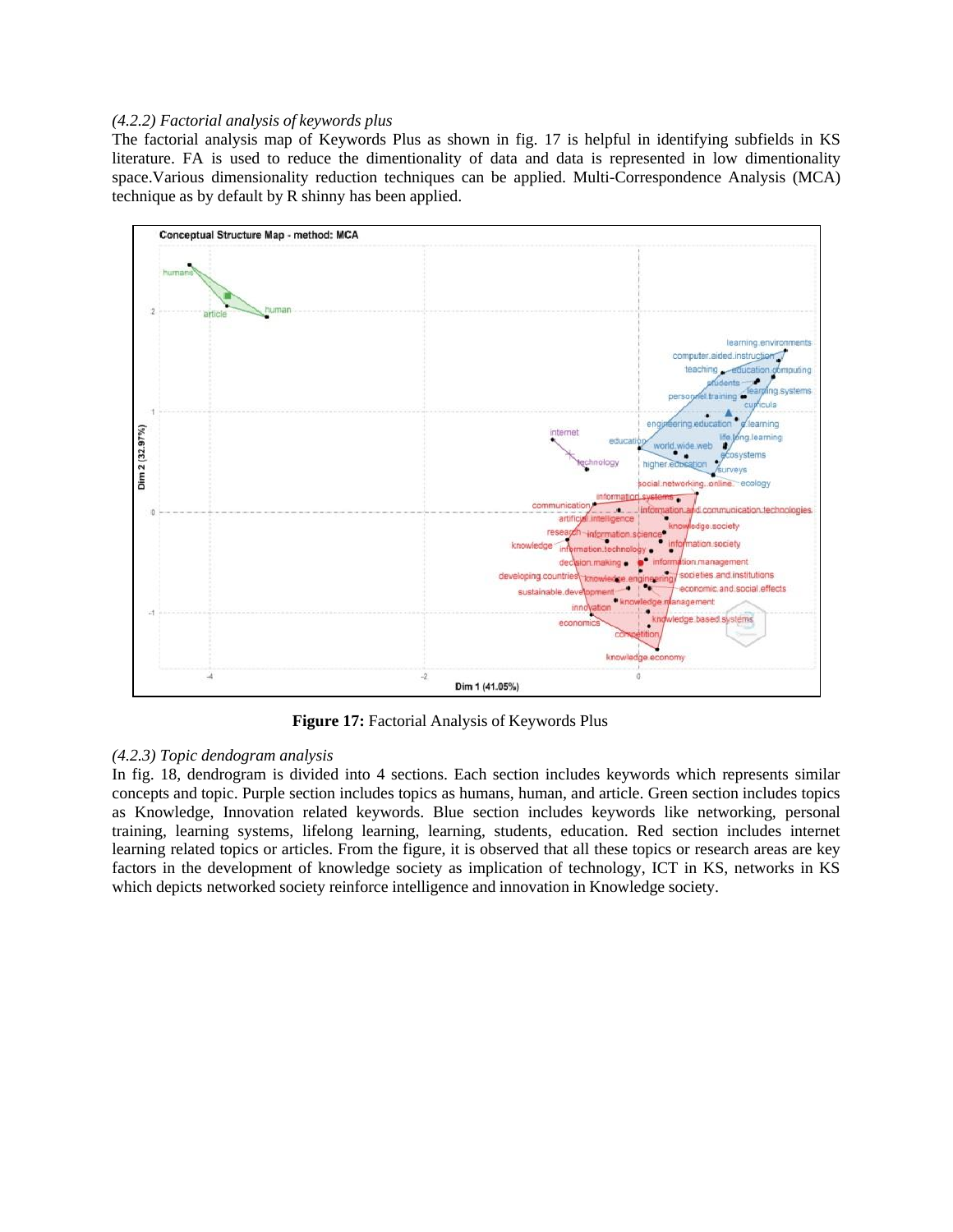*(4.2.2) Factorial analysis of keywords plus*

The factorial analysis map of Keywords Plus as shown in fig. 17 is helpful in identifying subfields in KS literature. FA is used to reduce the dimentionality of data and data is represented in low dimentionality space.Various dimensionality reduction techniques can be applied. Multi-Correspondence Analysis (MCA) technique as by default by R shinny has been applied.

**Figure 17:** Factorial Analysis of Keywords Plus

*(4.2.3) Topic dendogram analysis*

In fig. 18, dendrogram is divided into 4 sections. Each section includes keywords which represents similar concepts and topic. Purple section includes topics as humans, human, and article. Green section includes topics as Knowledge, Innovation related keywords. Blue section includes keywords like networking, personal training, learning systems, lifelong learning, learning, students, education. Red section includes internet learning related topics or articles. From the figure, it is observed that all these topics or research areas are key factors in the development of knowledge society as implication of technology, ICT in KS, networks in KS which depicts networked society reinforce intelligence and innovation in Knowledge society.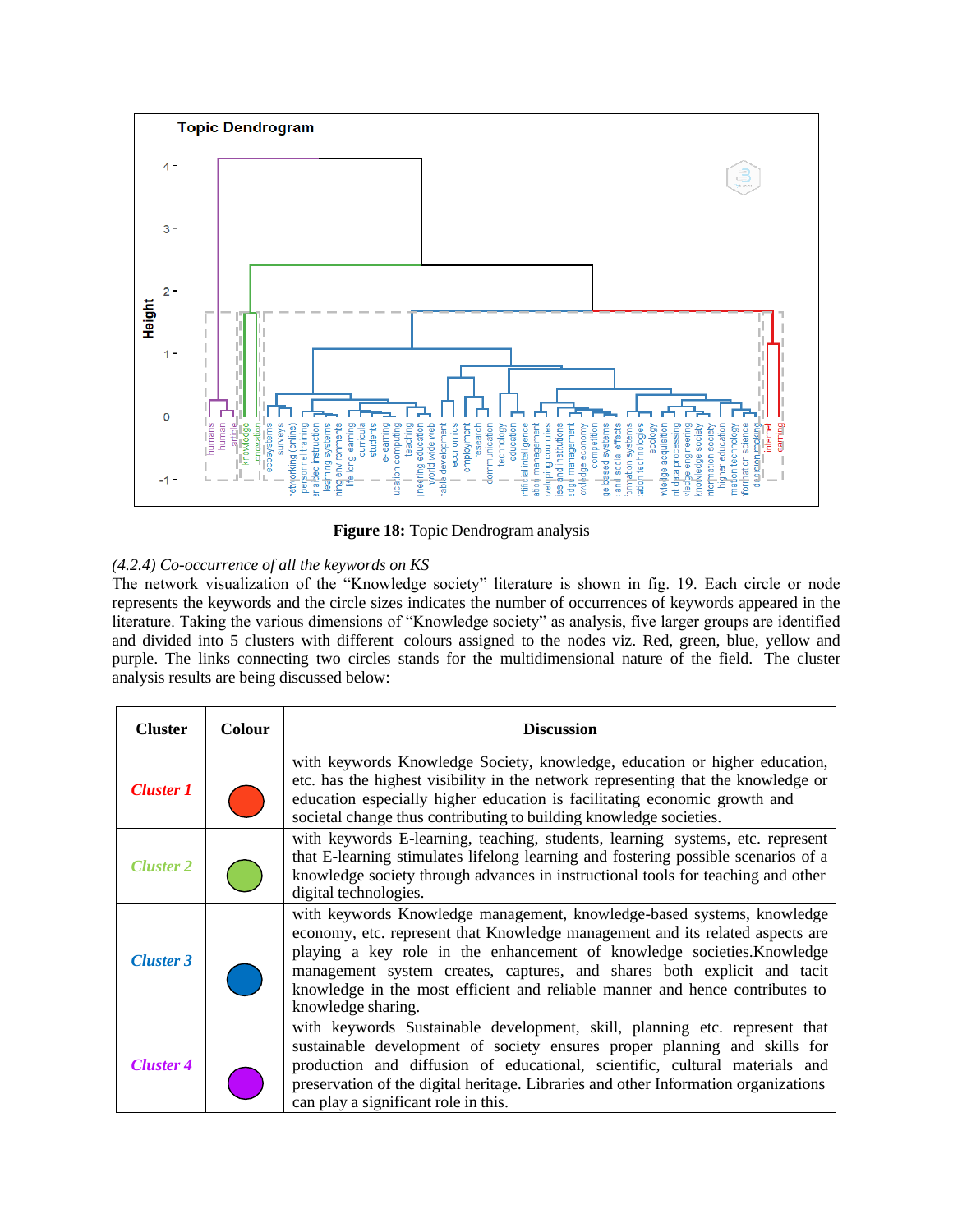**Figure 18:** Topic Dendrogram analysis

*(4.2.4) Co-occurrence of all the keywords on KS*

The network visualization of the "Knowledge society" literature is shown in fig. 19. Each circle or node represents the keywords and the circle sizes indicates the number of occurrences of keywords appeared in the literature. Taking the various dimensions of "Knowledge society" as analysis, five larger groups are identified and divided into 5 clusters with different colours assigned to the nodes viz. Red, green, blue, yellow and purple. The links connecting two circles stands for the multidimensional nature of the field. The cluster analysis results are being discussed below:

| Cluster | Colour | Discussion |
|---|---|---|
| *Cluster 1* | Red | with keywords Knowledge Society, knowledge, education or higher education, etc. has the highest visibility in the network representing that the knowledge or education especially higher education is facilitating economic growth and societal change thus contributing to building knowledge societies. |
| *Cluster 2* | Green | with keywords E-learning, teaching, students, learning systems, etc. represent that E-learning stimulates lifelong learning and fostering possible scenarios of a knowledge society through advances in instructional tools for teaching and other digital technologies. |
| *Cluster 3* | Blue | with keywords Knowledge management, knowledge-based systems, knowledge economy, etc. represent that Knowledge management and its related aspects are playing a key role in the enhancement of knowledge societies.Knowledge management system creates, captures, and shares both explicit and tacit knowledge in the most efficient and reliable manner and hence contributes to knowledge sharing. |
| *Cluster 4* | Purple | with keywords Sustainable development, skill, planning etc. represent that sustainable development of society ensures proper planning and skills for production and diffusion of educational, scientific, cultural materials and preservation of the digital heritage. Libraries and other Information organizations can play a significant role in this. |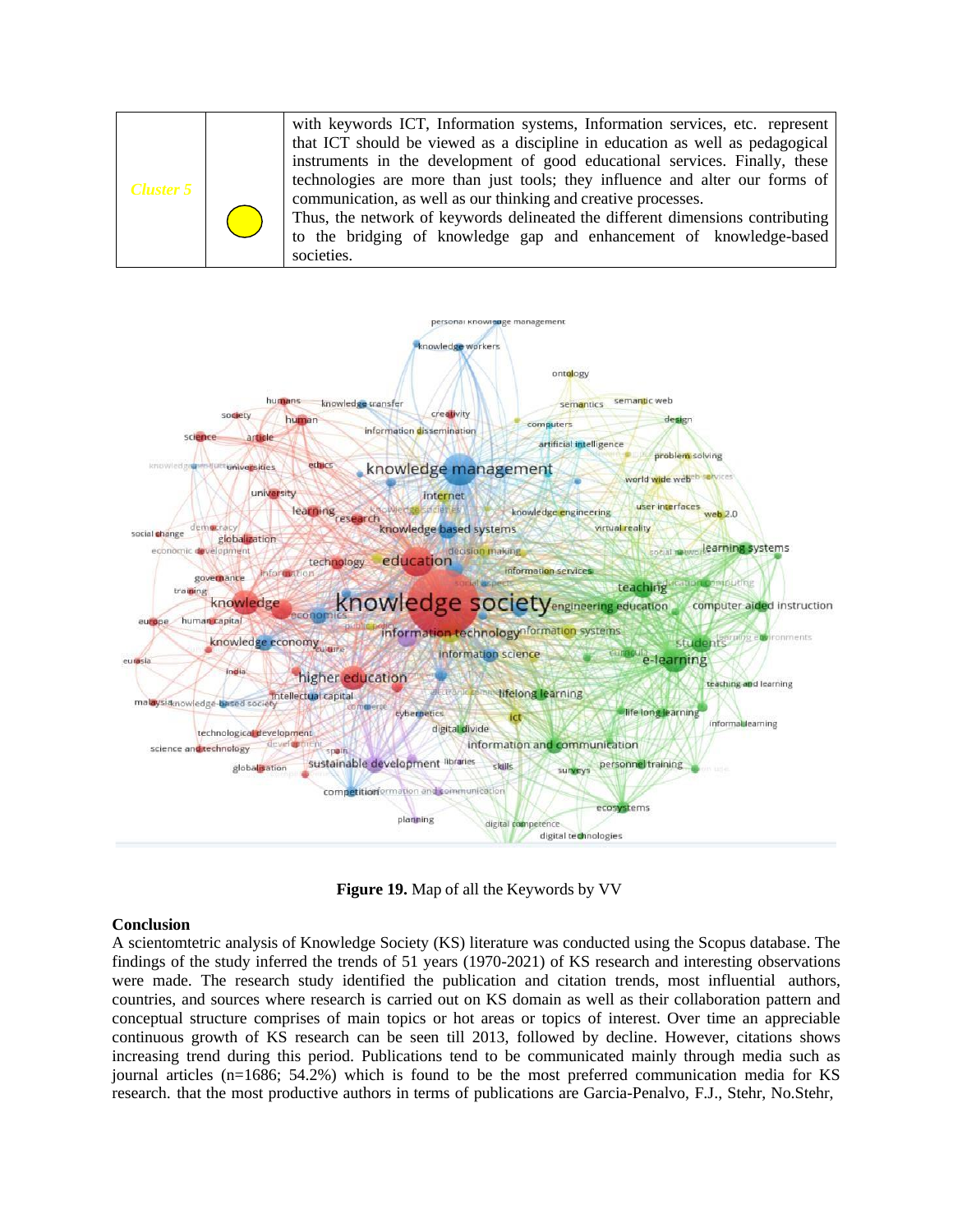| Cluster 5 | (yellow circle) | with keywords ICT, Information systems, Information services, etc. represent that ICT should be viewed as a discipline in education as well as pedagogical instruments in the development of good educational services. Finally, these technologies are more than just tools; they influence and alter our forms of communication, as well as our thinking and creative processes. Thus, the network of keywords delineated the different dimensions contributing to the bridging of knowledge gap and enhancement of knowledge-based societies. |
|---|---|---|

**Figure 19.** Map of all the Keywords by VV

**Conclusion**

A scientomtetric analysis of Knowledge Society (KS) literature was conducted using the Scopus database. The findings of the study inferred the trends of 51 years (1970-2021) of KS research and interesting observations were made. The research study identified the publication and citation trends, most influential authors, countries, and sources where research is carried out on KS domain as well as their collaboration pattern and conceptual structure comprises of main topics or hot areas or topics of interest. Over time an appreciable continuous growth of KS research can be seen till 2013, followed by decline. However, citations shows increasing trend during this period. Publications tend to be communicated mainly through media such as journal articles (n=1686; 54.2%) which is found to be the most preferred communication media for KS research. that the most productive authors in terms of publications are Garcia-Penalvo, F.J., Stehr, No.Stehr,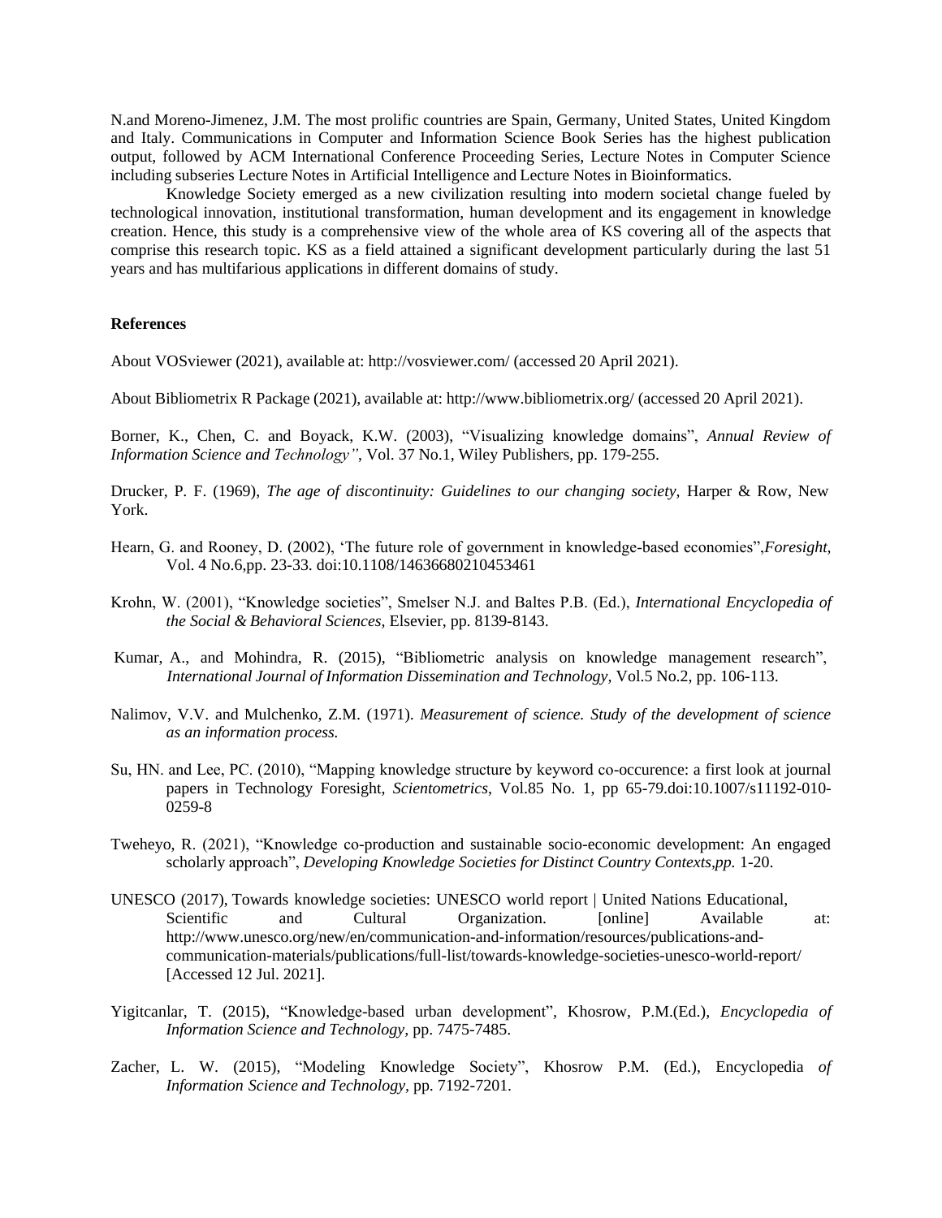N.and Moreno-Jimenez, J.M. The most prolific countries are Spain, Germany, United States, United Kingdom and Italy. Communications in Computer and Information Science Book Series has the highest publication output, followed by ACM International Conference Proceeding Series, Lecture Notes in Computer Science including subseries Lecture Notes in Artificial Intelligence and Lecture Notes in Bioinformatics.

Knowledge Society emerged as a new civilization resulting into modern societal change fueled by technological innovation, institutional transformation, human development and its engagement in knowledge creation. Hence, this study is a comprehensive view of the whole area of KS covering all of the aspects that comprise this research topic. KS as a field attained a significant development particularly during the last 51 years and has multifarious applications in different domains of study.

**References**

About VOSviewer (2021), available at: http://vosviewer.com/ (accessed 20 April 2021).

About Bibliometrix R Package (2021), available at: http://www.bibliometrix.org/ (accessed 20 April 2021).

Borner, K., Chen, C. and Boyack, K.W. (2003), "Visualizing knowledge domains", *Annual Review of Information Science and Technology"*, Vol. 37 No.1, Wiley Publishers, pp. 179-255.

Drucker, P. F. (1969), *The age of discontinuity: Guidelines to our changing society*, Harper & Row, New York.

Hearn, G. and Rooney, D. (2002), 'The future role of government in knowledge-based economies",*Foresight*, Vol. 4 No.6,pp. 23-33. doi:10.1108/14636680210453461

Krohn, W. (2001), "Knowledge societies", Smelser N.J. and Baltes P.B. (Ed.), *International Encyclopedia of the Social & Behavioral Sciences,* Elsevier, pp. 8139-8143.

Kumar, A., and Mohindra, R. (2015), "Bibliometric analysis on knowledge management research", *International Journal of Information Dissemination and Technology,* Vol.5 No.2, pp. 106-113.

Nalimov, V.V. and Mulchenko, Z.M. (1971). *Measurement of science. Study of the development of science as an information process.*

Su, HN. and Lee, PC. (2010), "Mapping knowledge structure by keyword co-occurence: a first look at journal papers in Technology Foresight, *Scientometrics*, Vol.85 No. 1, pp 65-79.doi:10.1007/s11192-010-0259-8

Tweheyo, R. (2021), "Knowledge co-production and sustainable socio-economic development: An engaged scholarly approach", *Developing Knowledge Societies for Distinct Country Contexts,pp.* 1-20.

UNESCO (2017), Towards knowledge societies: UNESCO world report | United Nations Educational, Scientific and Cultural Organization. [online] Available at: http://www.unesco.org/new/en/communication-and-information/resources/publications-and-communication-materials/publications/full-list/towards-knowledge-societies-unesco-world-report/ [Accessed 12 Jul. 2021].

Yigitcanlar, T. (2015), "Knowledge-based urban development", Khosrow, P.M.(Ed.), *Encyclopedia of Information Science and Technology,* pp. 7475-7485.

Zacher, L. W. (2015), "Modeling Knowledge Society", Khosrow P.M. (Ed.), Encyclopedia *of Information Science and Technology,* pp. 7192-7201.